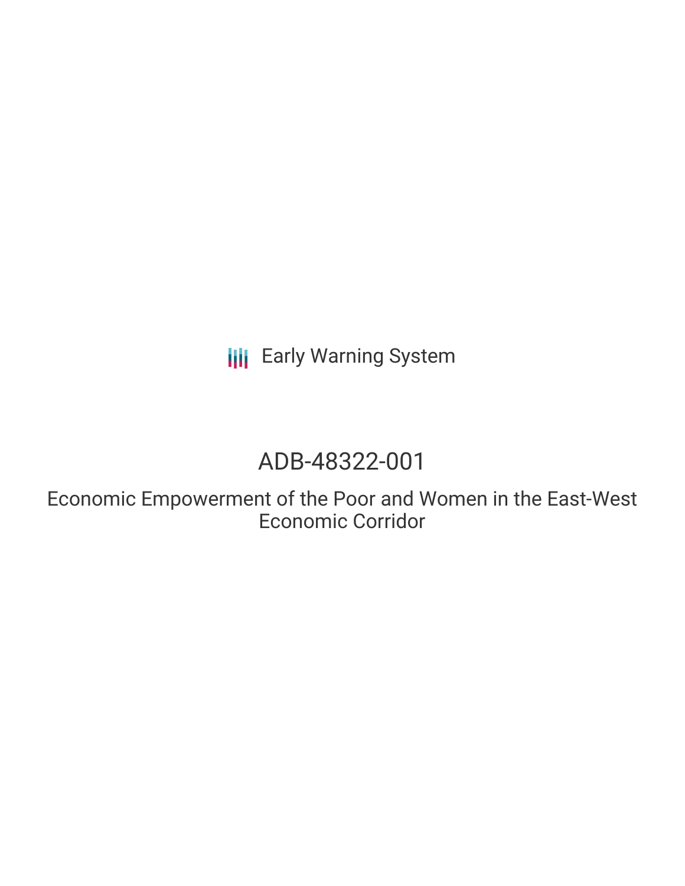Early Warning System

# ADB-48322-001

## Economic Empowerment of the Poor and Women in the East-West Economic Corridor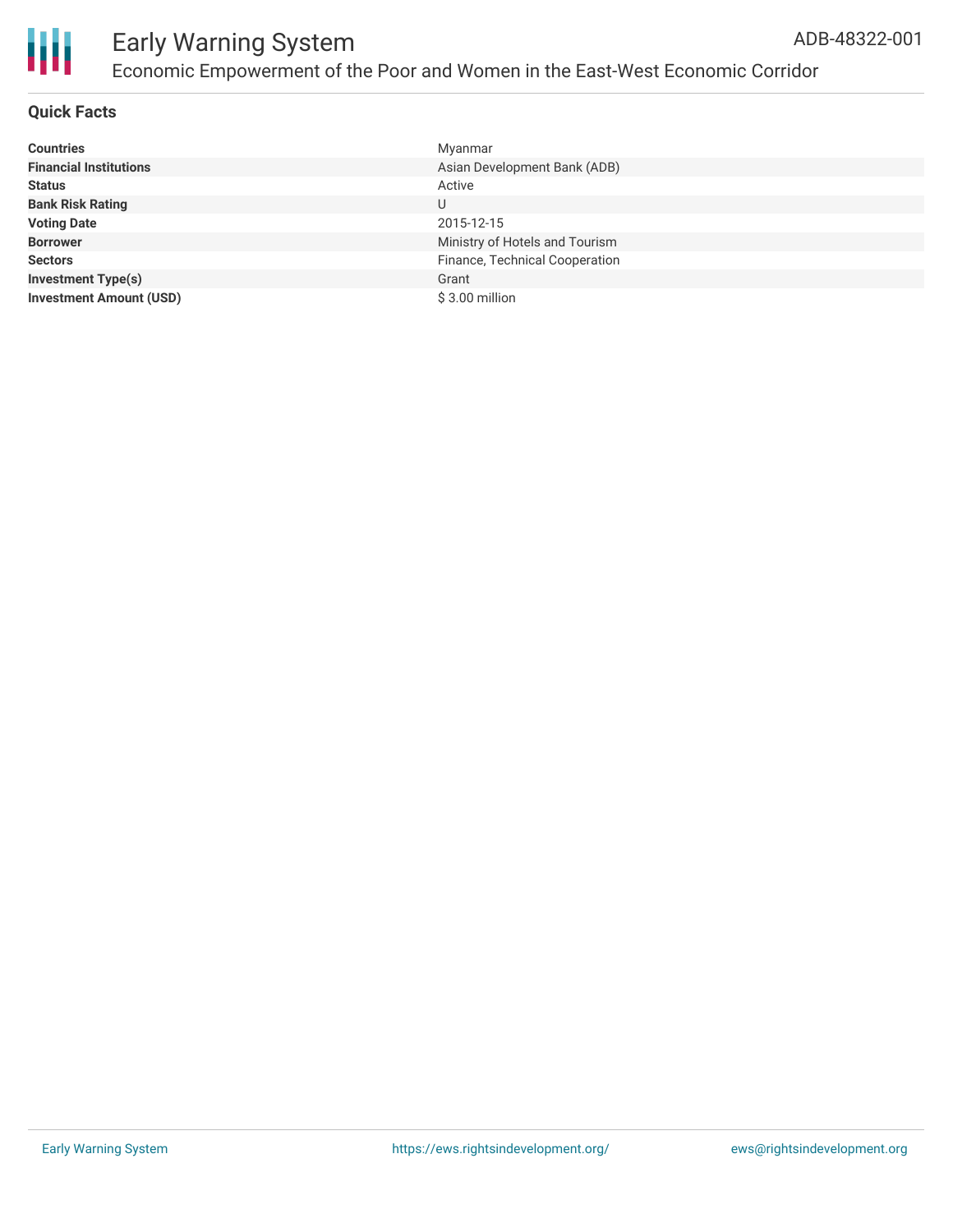# Early Warning System

## Economic Empowerment of the Poor and Women in the East-West Economic Corridor

ADB-48322-001

### Quick Facts

| | |
|---|---|
| **Countries** | Myanmar |
| **Financial Institutions** | Asian Development Bank (ADB) |
| **Status** | Active |
| **Bank Risk Rating** | U |
| **Voting Date** | 2015-12-15 |
| **Borrower** | Ministry of Hotels and Tourism |
| **Sectors** | Finance, Technical Cooperation |
| **Investment Type(s)** | Grant |
| **Investment Amount (USD)** | $ 3.00 million |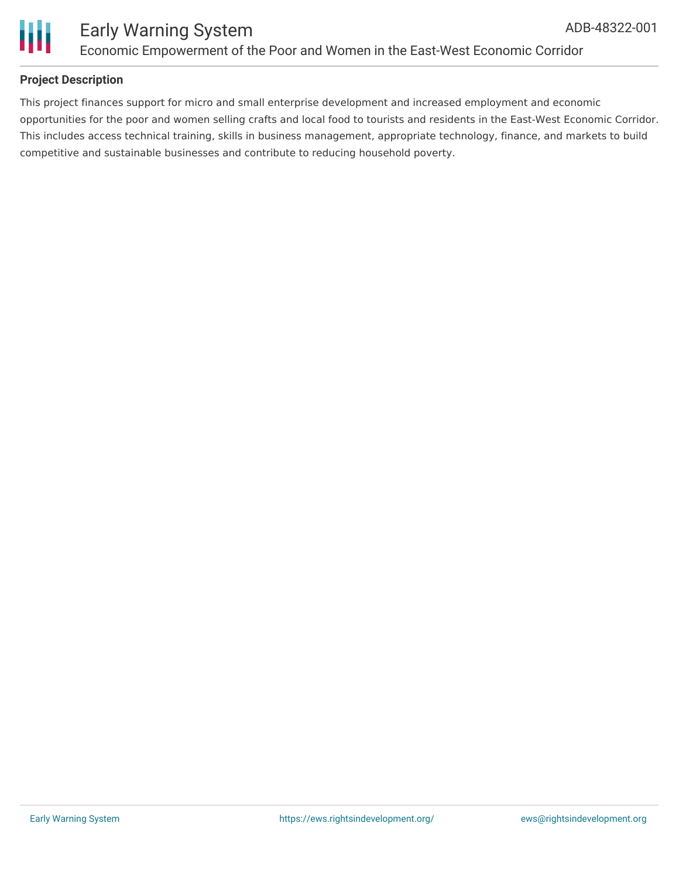## Project Description

This project finances support for micro and small enterprise development and increased employment and economic opportunities for the poor and women selling crafts and local food to tourists and residents in the East-West Economic Corridor. This includes access technical training, skills in business management, appropriate technology, finance, and markets to build competitive and sustainable businesses and contribute to reducing household poverty.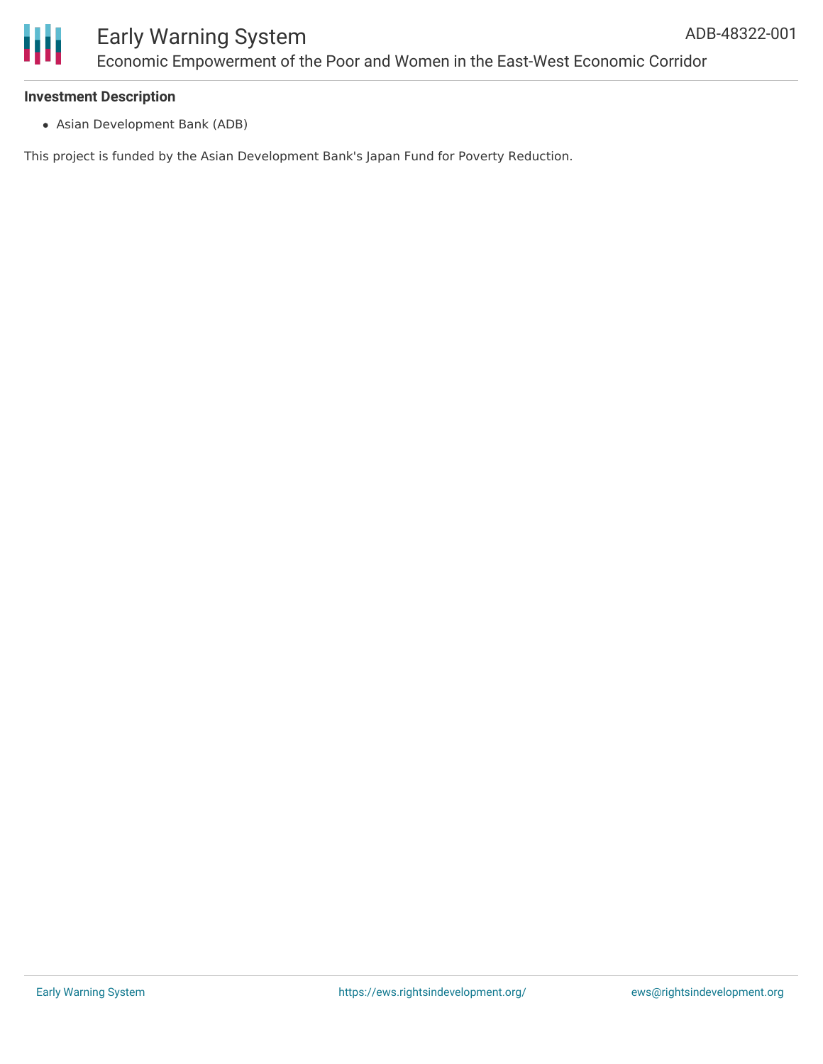**Investment Description**

- Asian Development Bank (ADB)

This project is funded by the Asian Development Bank's Japan Fund for Poverty Reduction.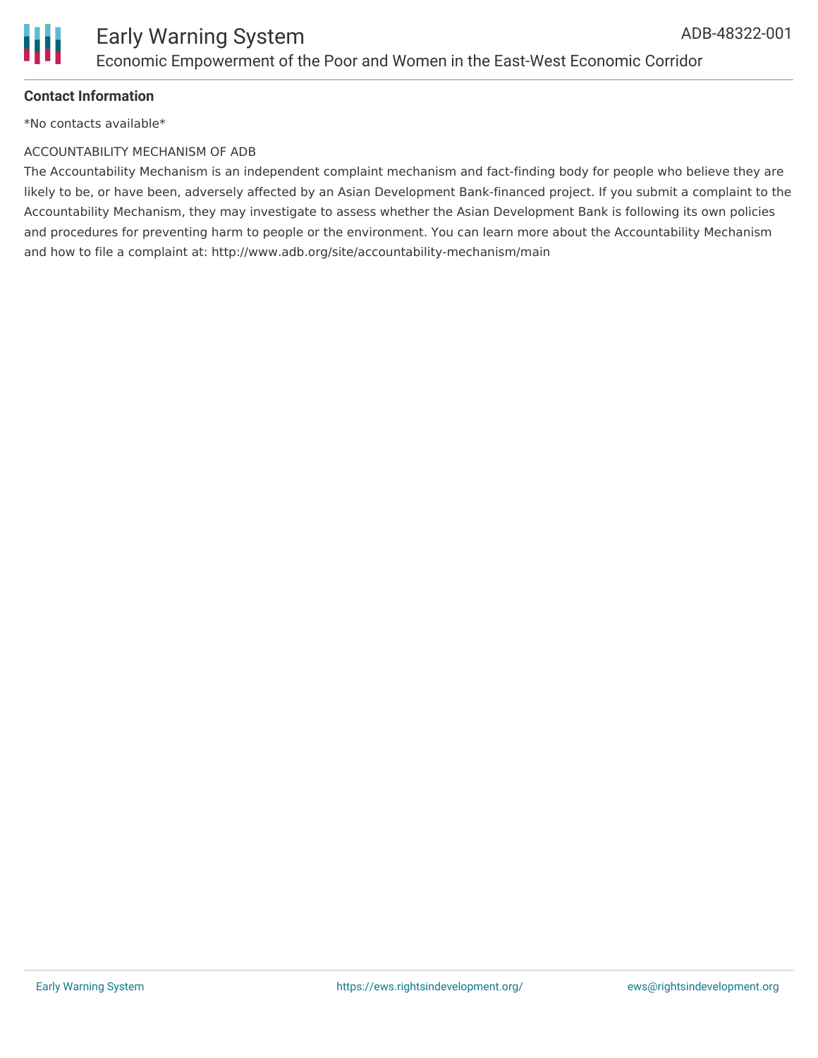**Contact Information**

*No contacts available*

ACCOUNTABILITY MECHANISM OF ADB

The Accountability Mechanism is an independent complaint mechanism and fact-finding body for people who believe they are likely to be, or have been, adversely affected by an Asian Development Bank-financed project. If you submit a complaint to the Accountability Mechanism, they may investigate to assess whether the Asian Development Bank is following its own policies and procedures for preventing harm to people or the environment. You can learn more about the Accountability Mechanism and how to file a complaint at: http://www.adb.org/site/accountability-mechanism/main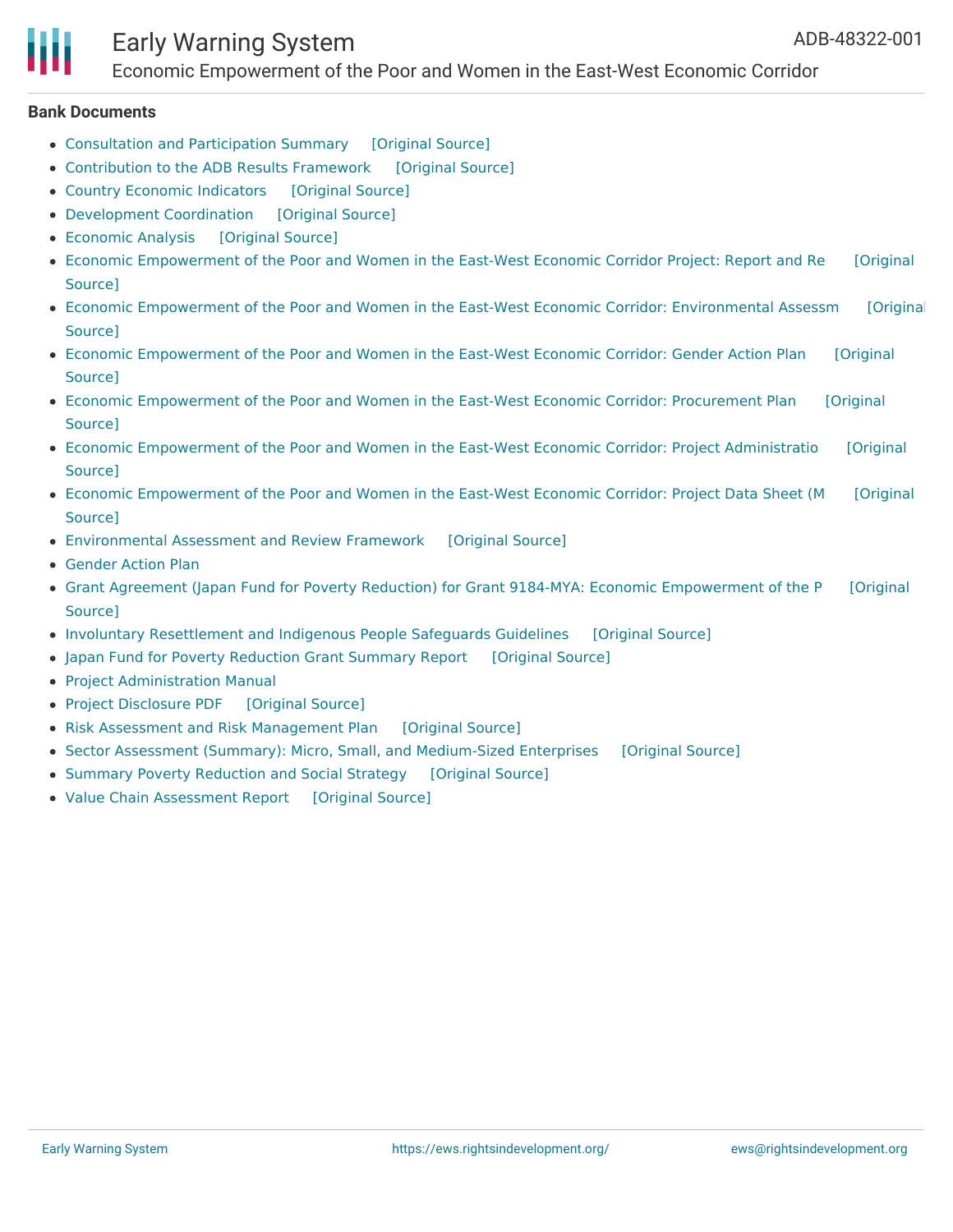## Bank Documents

- Consultation and Participation Summary [Original Source]
- Contribution to the ADB Results Framework [Original Source]
- Country Economic Indicators [Original Source]
- Development Coordination [Original Source]
- Economic Analysis [Original Source]
- Economic Empowerment of the Poor and Women in the East-West Economic Corridor Project: Report and Re [Original Source]
- Economic Empowerment of the Poor and Women in the East-West Economic Corridor: Environmental Assessm [Original Source]
- Economic Empowerment of the Poor and Women in the East-West Economic Corridor: Gender Action Plan [Original Source]
- Economic Empowerment of the Poor and Women in the East-West Economic Corridor: Procurement Plan [Original Source]
- Economic Empowerment of the Poor and Women in the East-West Economic Corridor: Project Administratio [Original Source]
- Economic Empowerment of the Poor and Women in the East-West Economic Corridor: Project Data Sheet (M [Original Source]
- Environmental Assessment and Review Framework [Original Source]
- Gender Action Plan
- Grant Agreement (Japan Fund for Poverty Reduction) for Grant 9184-MYA: Economic Empowerment of the P [Original Source]
- Involuntary Resettlement and Indigenous People Safeguards Guidelines [Original Source]
- Japan Fund for Poverty Reduction Grant Summary Report [Original Source]
- Project Administration Manual
- Project Disclosure PDF [Original Source]
- Risk Assessment and Risk Management Plan [Original Source]
- Sector Assessment (Summary): Micro, Small, and Medium-Sized Enterprises [Original Source]
- Summary Poverty Reduction and Social Strategy [Original Source]
- Value Chain Assessment Report [Original Source]